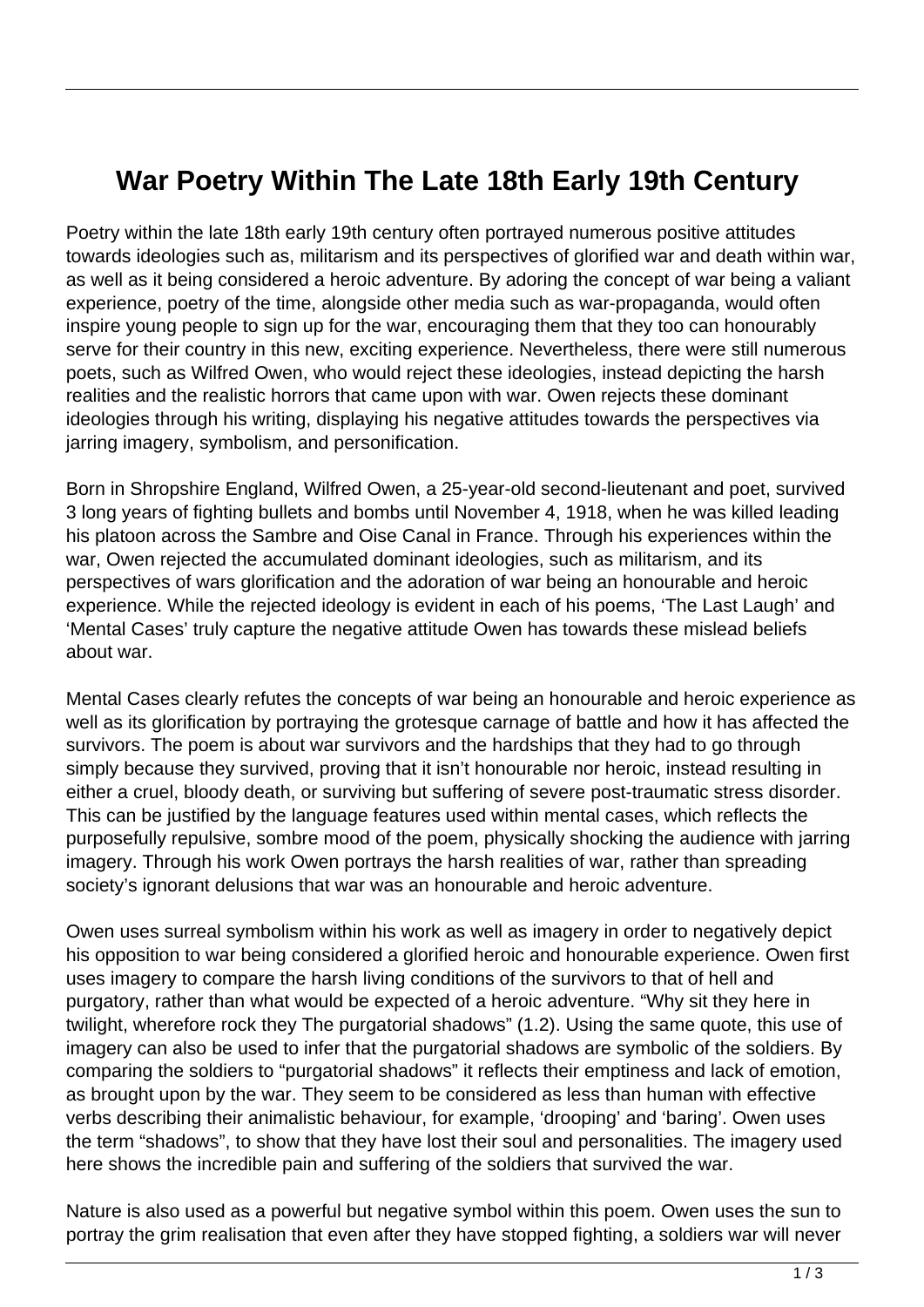# War Poetry Within The Late 18th Early 19th Century

Poetry within the late 18th early 19th century often portrayed numerous positive attitudes towards ideologies such as, militarism and its perspectives of glorified war and death within war, as well as it being considered a heroic adventure. By adoring the concept of war being a valiant experience, poetry of the time, alongside other media such as war-propaganda, would often inspire young people to sign up for the war, encouraging them that they too can honourably serve for their country in this new, exciting experience. Nevertheless, there were still numerous poets, such as Wilfred Owen, who would reject these ideologies, instead depicting the harsh realities and the realistic horrors that came upon with war. Owen rejects these dominant ideologies through his writing, displaying his negative attitudes towards the perspectives via jarring imagery, symbolism, and personification.

Born in Shropshire England, Wilfred Owen, a 25-year-old second-lieutenant and poet, survived 3 long years of fighting bullets and bombs until November 4, 1918, when he was killed leading his platoon across the Sambre and Oise Canal in France. Through his experiences within the war, Owen rejected the accumulated dominant ideologies, such as militarism, and its perspectives of wars glorification and the adoration of war being an honourable and heroic experience. While the rejected ideology is evident in each of his poems, 'The Last Laugh' and 'Mental Cases' truly capture the negative attitude Owen has towards these mislead beliefs about war.

Mental Cases clearly refutes the concepts of war being an honourable and heroic experience as well as its glorification by portraying the grotesque carnage of battle and how it has affected the survivors. The poem is about war survivors and the hardships that they had to go through simply because they survived, proving that it isn't honourable nor heroic, instead resulting in either a cruel, bloody death, or surviving but suffering of severe post-traumatic stress disorder. This can be justified by the language features used within mental cases, which reflects the purposefully repulsive, sombre mood of the poem, physically shocking the audience with jarring imagery. Through his work Owen portrays the harsh realities of war, rather than spreading society's ignorant delusions that war was an honourable and heroic adventure.

Owen uses surreal symbolism within his work as well as imagery in order to negatively depict his opposition to war being considered a glorified heroic and honourable experience. Owen first uses imagery to compare the harsh living conditions of the survivors to that of hell and purgatory, rather than what would be expected of a heroic adventure. "Why sit they here in twilight, wherefore rock they The purgatorial shadows" (1.2). Using the same quote, this use of imagery can also be used to infer that the purgatorial shadows are symbolic of the soldiers. By comparing the soldiers to "purgatorial shadows" it reflects their emptiness and lack of emotion, as brought upon by the war. They seem to be considered as less than human with effective verbs describing their animalistic behaviour, for example, 'drooping' and 'baring'. Owen uses the term "shadows", to show that they have lost their soul and personalities. The imagery used here shows the incredible pain and suffering of the soldiers that survived the war.

Nature is also used as a powerful but negative symbol within this poem. Owen uses the sun to portray the grim realisation that even after they have stopped fighting, a soldiers war will never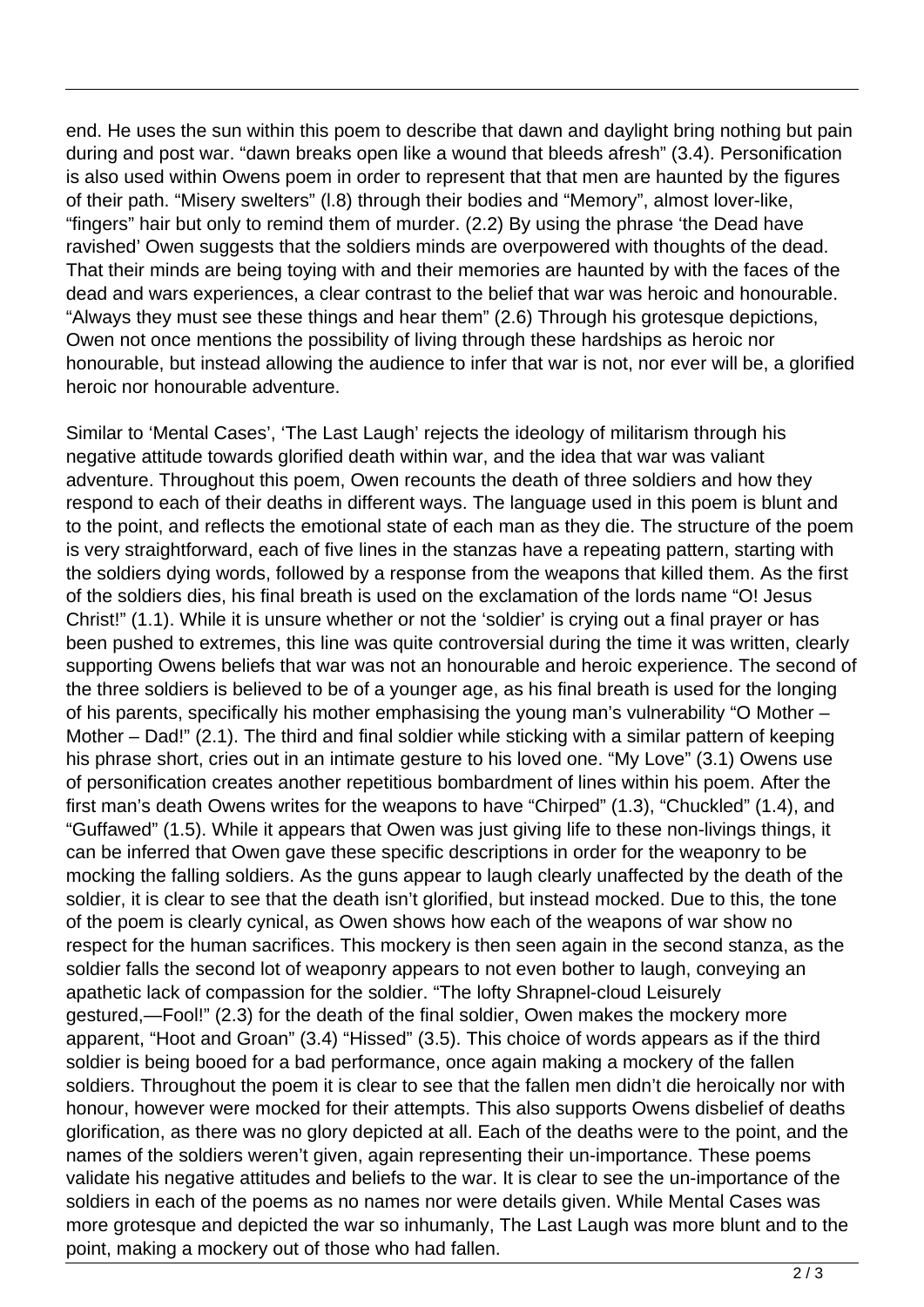end. He uses the sun within this poem to describe that dawn and daylight bring nothing but pain during and post war. “dawn breaks open like a wound that bleeds afresh” (3.4). Personification is also used within Owens poem in order to represent that that men are haunted by the figures of their path. “Misery swelters” (l.8) through their bodies and “Memory”, almost lover-like, “fingers” hair but only to remind them of murder. (2.2) By using the phrase ‘the Dead have ravished’ Owen suggests that the soldiers minds are overpowered with thoughts of the dead. That their minds are being toying with and their memories are haunted by with the faces of the dead and wars experiences, a clear contrast to the belief that war was heroic and honourable. “Always they must see these things and hear them” (2.6) Through his grotesque depictions, Owen not once mentions the possibility of living through these hardships as heroic nor honourable, but instead allowing the audience to infer that war is not, nor ever will be, a glorified heroic nor honourable adventure.

Similar to ‘Mental Cases’, ‘The Last Laugh’ rejects the ideology of militarism through his negative attitude towards glorified death within war, and the idea that war was valiant adventure. Throughout this poem, Owen recounts the death of three soldiers and how they respond to each of their deaths in different ways. The language used in this poem is blunt and to the point, and reflects the emotional state of each man as they die. The structure of the poem is very straightforward, each of five lines in the stanzas have a repeating pattern, starting with the soldiers dying words, followed by a response from the weapons that killed them. As the first of the soldiers dies, his final breath is used on the exclamation of the lords name “O! Jesus Christ!” (1.1). While it is unsure whether or not the ‘soldier’ is crying out a final prayer or has been pushed to extremes, this line was quite controversial during the time it was written, clearly supporting Owens beliefs that war was not an honourable and heroic experience. The second of the three soldiers is believed to be of a younger age, as his final breath is used for the longing of his parents, specifically his mother emphasising the young man’s vulnerability “O Mother – Mother – Dad!” (2.1). The third and final soldier while sticking with a similar pattern of keeping his phrase short, cries out in an intimate gesture to his loved one. “My Love” (3.1) Owens use of personification creates another repetitious bombardment of lines within his poem. After the first man’s death Owens writes for the weapons to have “Chirped” (1.3), “Chuckled” (1.4), and “Guffawed” (1.5). While it appears that Owen was just giving life to these non-livings things, it can be inferred that Owen gave these specific descriptions in order for the weaponry to be mocking the falling soldiers. As the guns appear to laugh clearly unaffected by the death of the soldier, it is clear to see that the death isn’t glorified, but instead mocked. Due to this, the tone of the poem is clearly cynical, as Owen shows how each of the weapons of war show no respect for the human sacrifices. This mockery is then seen again in the second stanza, as the soldier falls the second lot of weaponry appears to not even bother to laugh, conveying an apathetic lack of compassion for the soldier. “The lofty Shrapnel-cloud Leisurely gestured,—Fool!” (2.3) for the death of the final soldier, Owen makes the mockery more apparent, “Hoot and Groan” (3.4) “Hissed” (3.5). This choice of words appears as if the third soldier is being booed for a bad performance, once again making a mockery of the fallen soldiers. Throughout the poem it is clear to see that the fallen men didn’t die heroically nor with honour, however were mocked for their attempts. This also supports Owens disbelief of deaths glorification, as there was no glory depicted at all. Each of the deaths were to the point, and the names of the soldiers weren’t given, again representing their un-importance. These poems validate his negative attitudes and beliefs to the war. It is clear to see the un-importance of the soldiers in each of the poems as no names nor were details given. While Mental Cases was more grotesque and depicted the war so inhumanly, The Last Laugh was more blunt and to the point, making a mockery out of those who had fallen.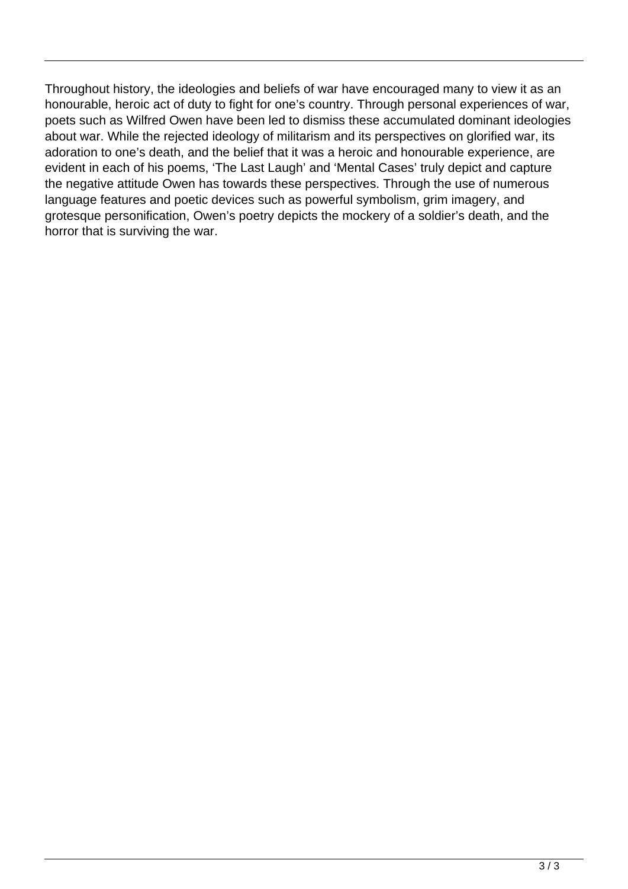Throughout history, the ideologies and beliefs of war have encouraged many to view it as an honourable, heroic act of duty to fight for one's country. Through personal experiences of war, poets such as Wilfred Owen have been led to dismiss these accumulated dominant ideologies about war. While the rejected ideology of militarism and its perspectives on glorified war, its adoration to one's death, and the belief that it was a heroic and honourable experience, are evident in each of his poems, 'The Last Laugh' and 'Mental Cases' truly depict and capture the negative attitude Owen has towards these perspectives. Through the use of numerous language features and poetic devices such as powerful symbolism, grim imagery, and grotesque personification, Owen's poetry depicts the mockery of a soldier's death, and the horror that is surviving the war.